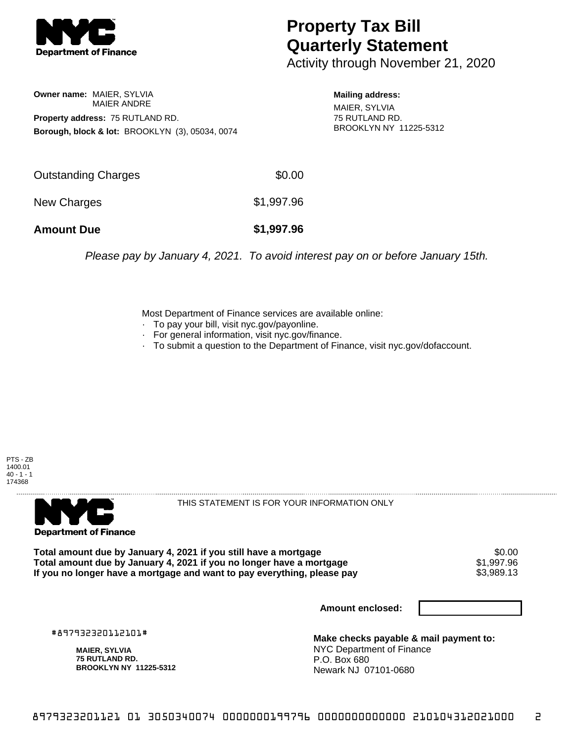# Property Tax Bill Quarterly Statement

Activity through November 21, 2020

**Owner name:** MAIER, SYLVIA
MAIER ANDRE

**Property address:** 75 RUTLAND RD.

**Borough, block & lot:** BROOKLYN (3), 05034, 0074

**Mailing address:**
MAIER, SYLVIA
75 RUTLAND RD.
BROOKLYN NY 11225-5312

| | |
|---|---|
| Outstanding Charges | $0.00 |
| New Charges | $1,997.96 |
| **Amount Due** | **$1,997.96** |

*Please pay by January 4, 2021. To avoid interest pay on or before January 15th.*

Most Department of Finance services are available online:
- To pay your bill, visit nyc.gov/payonline.
- For general information, visit nyc.gov/finance.
- To submit a question to the Department of Finance, visit nyc.gov/dofaccount.

PTS - ZB
1400.01
40 - 1 - 1
174368

THIS STATEMENT IS FOR YOUR INFORMATION ONLY

| | |
|---|---|
| **Total amount due by January 4, 2021 if you still have a mortgage** | $0.00 |
| **Total amount due by January 4, 2021 if you no longer have a mortgage** | $1,997.96 |
| **If you no longer have a mortgage and want to pay everything, please pay** | $3,989.13 |

**Amount enclosed:**

#897932320112101#

**MAIER, SYLVIA**
**75 RUTLAND RD.**
**BROOKLYN NY 11225-5312**

**Make checks payable & mail payment to:**
NYC Department of Finance
P.O. Box 680
Newark NJ 07101-0680

8979323201121 01 3050340074 0000000199796 0000000000000 210104312021000 2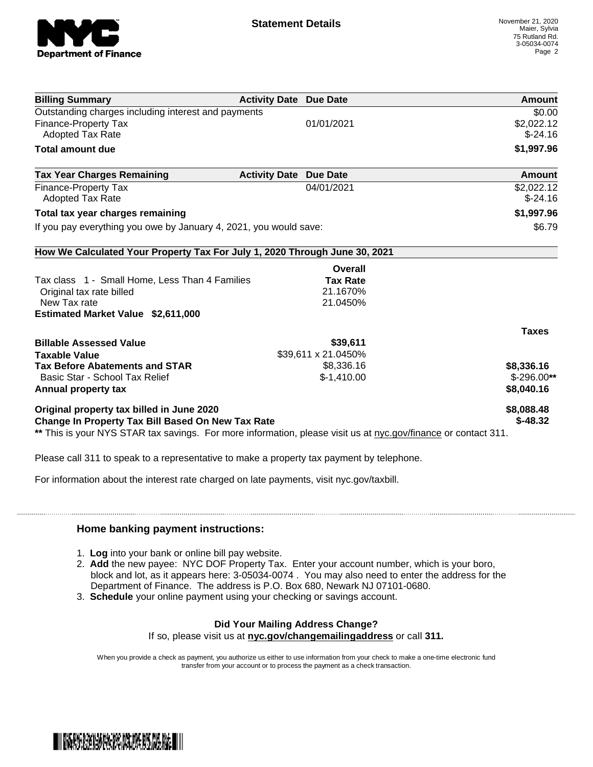## Statement Details

November 21, 2020
Maier, Sylvia
75 Rutland Rd.
3-05034-0074

| Billing Summary | Activity Date | Due Date | Amount |
|---|---|---|---|
| Outstanding charges including interest and payments | | | $0.00 |
| Finance-Property Tax | | 01/01/2021 | $2,022.12 |
| Adopted Tax Rate | | | $-24.16 |
| **Total amount due** | | | **$1,997.96** |

| Tax Year Charges Remaining | Activity Date | Due Date | Amount |
|---|---|---|---|
| Finance-Property Tax | | 04/01/2021 | $2,022.12 |
| Adopted Tax Rate | | | $-24.16 |
| **Total tax year charges remaining** | | | **$1,997.96** |
| If you pay everything you owe by January 4, 2021, you would save: | | | $6.79 |

**How We Calculated Your Property Tax For July 1, 2020 Through June 30, 2021**

| | Overall Tax Rate | Taxes |
|---|---|---|
| Tax class 1 - Small Home, Less Than 4 Families | | |
| Original tax rate billed | 21.1670% | |
| New Tax rate | 21.0450% | |
| **Estimated Market Value $2,611,000** | | |
| **Billable Assessed Value** | **$39,611** | |
| **Taxable Value** | $39,611 x 21.0450% | |
| **Tax Before Abatements and STAR** | $8,336.16 | **$8,336.16** |
| Basic Star - School Tax Relief | $-1,410.00 | $-296.00** |
| **Annual property tax** | | **$8,040.16** |
| **Original property tax billed in June 2020** | | **$8,088.48** |
| **Change In Property Tax Bill Based On New Tax Rate** | | **$-48.32** |

** This is your NYS STAR tax savings. For more information, please visit us at nyc.gov/finance or contact 311.

Please call 311 to speak to a representative to make a property tax payment by telephone.

For information about the interest rate charged on late payments, visit nyc.gov/taxbill.

### Home banking payment instructions:

1. **Log** into your bank or online bill pay website.
2. **Add** the new payee: NYC DOF Property Tax. Enter your account number, which is your boro, block and lot, as it appears here: 3-05034-0074 . You may also need to enter the address for the Department of Finance. The address is P.O. Box 680, Newark NJ 07101-0680.
3. **Schedule** your online payment using your checking or savings account.

**Did Your Mailing Address Change?**
If so, please visit us at **nyc.gov/changemailingaddress** or call **311.**

When you provide a check as payment, you authorize us either to use information from your check to make a one-time electronic fund transfer from your account or to process the payment as a check transaction.